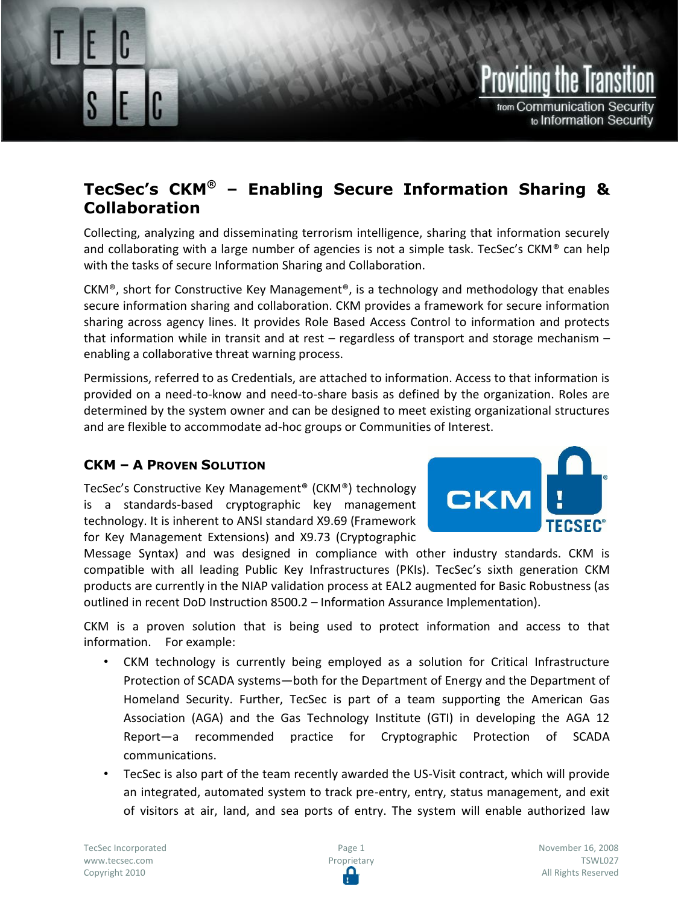# TecSec's CKM® – Enabling Secure Information Sharing & Collaboration

Collecting, analyzing and disseminating terrorism intelligence, sharing that information securely and collaborating with a large number of agencies is not a simple task. TecSec's CKM® can help with the tasks of secure Information Sharing and Collaboration.

CKM®, short for Constructive Key Management®, is a technology and methodology that enables secure information sharing and collaboration. CKM provides a framework for secure information sharing across agency lines. It provides Role Based Access Control to information and protects that information while in transit and at rest – regardless of transport and storage mechanism – enabling a collaborative threat warning process.

Permissions, referred to as Credentials, are attached to information. Access to that information is provided on a need-to-know and need-to-share basis as defined by the organization. Roles are determined by the system owner and can be designed to meet existing organizational structures and are flexible to accommodate ad-hoc groups or Communities of Interest.

## CKM – A Proven Solution

TecSec's Constructive Key Management® (CKM®) technology is a standards-based cryptographic key management technology. It is inherent to ANSI standard X9.69 (Framework for Key Management Extensions) and X9.73 (Cryptographic Message Syntax) and was designed in compliance with other industry standards. CKM is compatible with all leading Public Key Infrastructures (PKIs). TecSec's sixth generation CKM products are currently in the NIAP validation process at EAL2 augmented for Basic Robustness (as outlined in recent DoD Instruction 8500.2 – Information Assurance Implementation).

CKM is a proven solution that is being used to protect information and access to that information. For example:

- CKM technology is currently being employed as a solution for Critical Infrastructure Protection of SCADA systems—both for the Department of Energy and the Department of Homeland Security. Further, TecSec is part of a team supporting the American Gas Association (AGA) and the Gas Technology Institute (GTI) in developing the AGA 12 Report—a recommended practice for Cryptographic Protection of SCADA communications.
- TecSec is also part of the team recently awarded the US-Visit contract, which will provide an integrated, automated system to track pre-entry, entry, status management, and exit of visitors at air, land, and sea ports of entry. The system will enable authorized law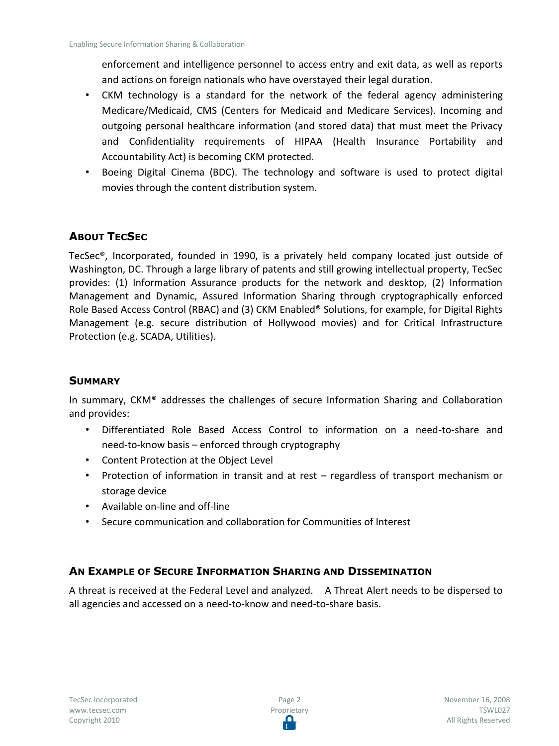enforcement and intelligence personnel to access entry and exit data, as well as reports and actions on foreign nationals who have overstayed their legal duration.

- CKM technology is a standard for the network of the federal agency administering Medicare/Medicaid, CMS (Centers for Medicaid and Medicare Services). Incoming and outgoing personal healthcare information (and stored data) that must meet the Privacy and Confidentiality requirements of HIPAA (Health Insurance Portability and Accountability Act) is becoming CKM protected.
- Boeing Digital Cinema (BDC). The technology and software is used to protect digital movies through the content distribution system.

## About TecSec

TecSec®, Incorporated, founded in 1990, is a privately held company located just outside of Washington, DC. Through a large library of patents and still growing intellectual property, TecSec provides: (1) Information Assurance products for the network and desktop, (2) Information Management and Dynamic, Assured Information Sharing through cryptographically enforced Role Based Access Control (RBAC) and (3) CKM Enabled® Solutions, for example, for Digital Rights Management (e.g. secure distribution of Hollywood movies) and for Critical Infrastructure Protection (e.g. SCADA, Utilities).

## Summary

In summary, CKM® addresses the challenges of secure Information Sharing and Collaboration and provides:

- Differentiated Role Based Access Control to information on a need-to-share and need-to-know basis – enforced through cryptography
- Content Protection at the Object Level
- Protection of information in transit and at rest – regardless of transport mechanism or storage device
- Available on-line and off-line
- Secure communication and collaboration for Communities of Interest

## An Example of Secure Information Sharing and Dissemination

A threat is received at the Federal Level and analyzed. A Threat Alert needs to be dispersed to all agencies and accessed on a need-to-know and need-to-share basis.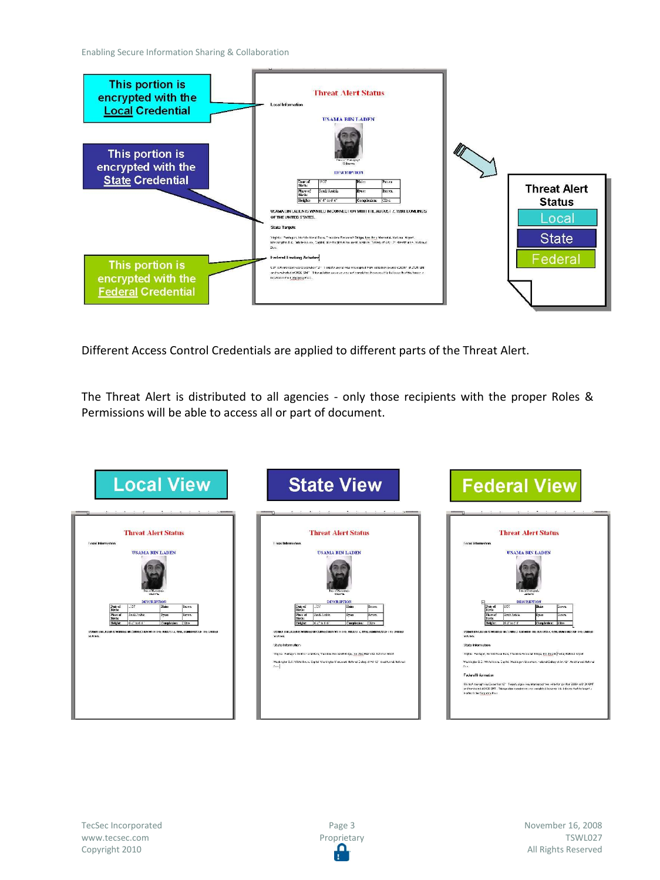This portion is encrypted with the Local Credential

This portion is encrypted with the State Credential

This portion is encrypted with the Federal Credential

Threat Alert Status

Local

State

Federal

Different Access Control Credentials are applied to different parts of the Threat Alert.

The Threat Alert is distributed to all agencies - only those recipients with the proper Roles & Permissions will be able to access all or part of document.

Local View

State View

Federal View